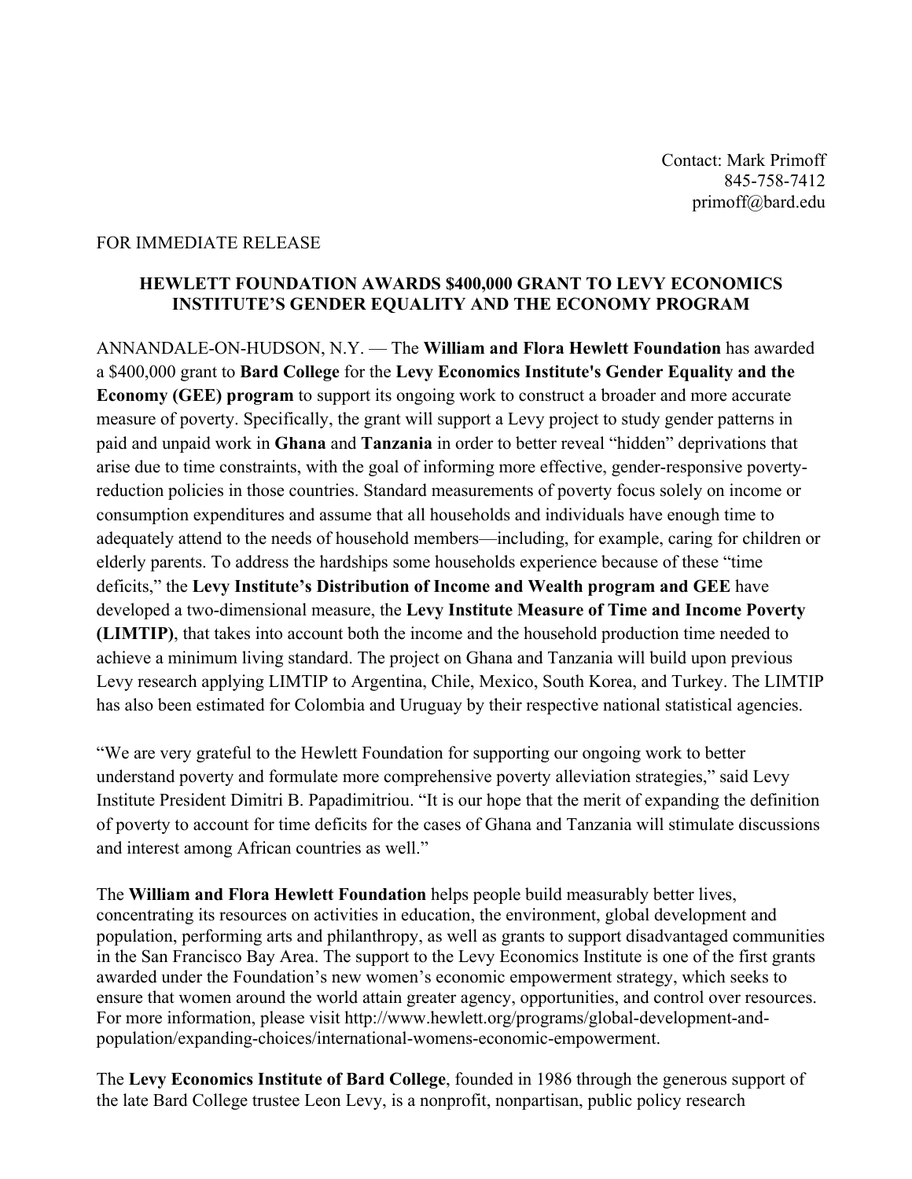Contact: Mark Primoff
845-758-7412
primoff@bard.edu

FOR IMMEDIATE RELEASE

**HEWLETT FOUNDATION AWARDS $400,000 GRANT TO LEVY ECONOMICS INSTITUTE'S GENDER EQUALITY AND THE ECONOMY PROGRAM**

ANNANDALE-ON-HUDSON, N.Y. — The **William and Flora Hewlett Foundation** has awarded a $400,000 grant to **Bard College** for the **Levy Economics Institute's Gender Equality and the Economy (GEE) program** to support its ongoing work to construct a broader and more accurate measure of poverty. Specifically, the grant will support a Levy project to study gender patterns in paid and unpaid work in **Ghana** and **Tanzania** in order to better reveal "hidden" deprivations that arise due to time constraints, with the goal of informing more effective, gender-responsive poverty-reduction policies in those countries. Standard measurements of poverty focus solely on income or consumption expenditures and assume that all households and individuals have enough time to adequately attend to the needs of household members—including, for example, caring for children or elderly parents. To address the hardships some households experience because of these "time deficits," the **Levy Institute's Distribution of Income and Wealth program and GEE** have developed a two-dimensional measure, the **Levy Institute Measure of Time and Income Poverty (LIMTIP)**, that takes into account both the income and the household production time needed to achieve a minimum living standard. The project on Ghana and Tanzania will build upon previous Levy research applying LIMTIP to Argentina, Chile, Mexico, South Korea, and Turkey. The LIMTIP has also been estimated for Colombia and Uruguay by their respective national statistical agencies.

"We are very grateful to the Hewlett Foundation for supporting our ongoing work to better understand poverty and formulate more comprehensive poverty alleviation strategies," said Levy Institute President Dimitri B. Papadimitriou. "It is our hope that the merit of expanding the definition of poverty to account for time deficits for the cases of Ghana and Tanzania will stimulate discussions and interest among African countries as well."

The **William and Flora Hewlett Foundation** helps people build measurably better lives, concentrating its resources on activities in education, the environment, global development and population, performing arts and philanthropy, as well as grants to support disadvantaged communities in the San Francisco Bay Area. The support to the Levy Economics Institute is one of the first grants awarded under the Foundation's new women's economic empowerment strategy, which seeks to ensure that women around the world attain greater agency, opportunities, and control over resources. For more information, please visit http://www.hewlett.org/programs/global-development-and-population/expanding-choices/international-womens-economic-empowerment.

The **Levy Economics Institute of Bard College**, founded in 1986 through the generous support of the late Bard College trustee Leon Levy, is a nonprofit, nonpartisan, public policy research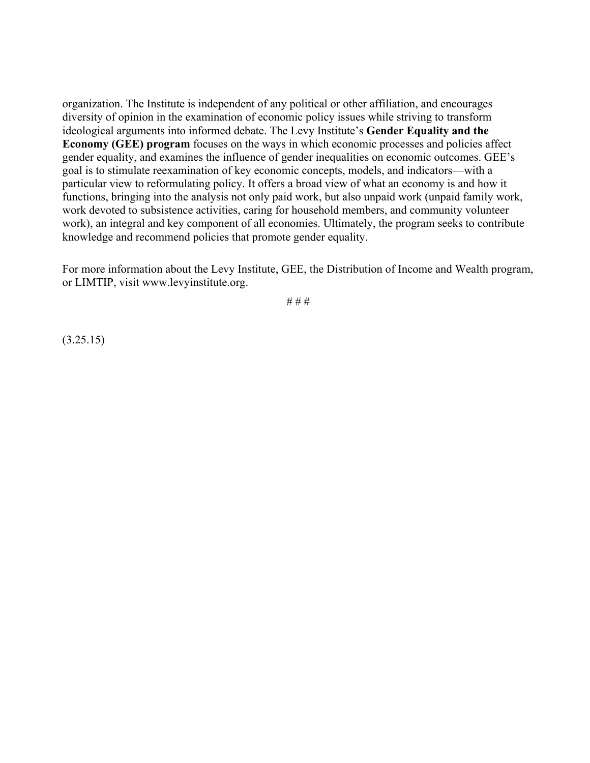organization. The Institute is independent of any political or other affiliation, and encourages diversity of opinion in the examination of economic policy issues while striving to transform ideological arguments into informed debate. The Levy Institute's **Gender Equality and the Economy (GEE) program** focuses on the ways in which economic processes and policies affect gender equality, and examines the influence of gender inequalities on economic outcomes. GEE's goal is to stimulate reexamination of key economic concepts, models, and indicators—with a particular view to reformulating policy. It offers a broad view of what an economy is and how it functions, bringing into the analysis not only paid work, but also unpaid work (unpaid family work, work devoted to subsistence activities, caring for household members, and community volunteer work), an integral and key component of all economies. Ultimately, the program seeks to contribute knowledge and recommend policies that promote gender equality.

For more information about the Levy Institute, GEE, the Distribution of Income and Wealth program, or LIMTIP, visit www.levyinstitute.org.

# # #

(3.25.15)